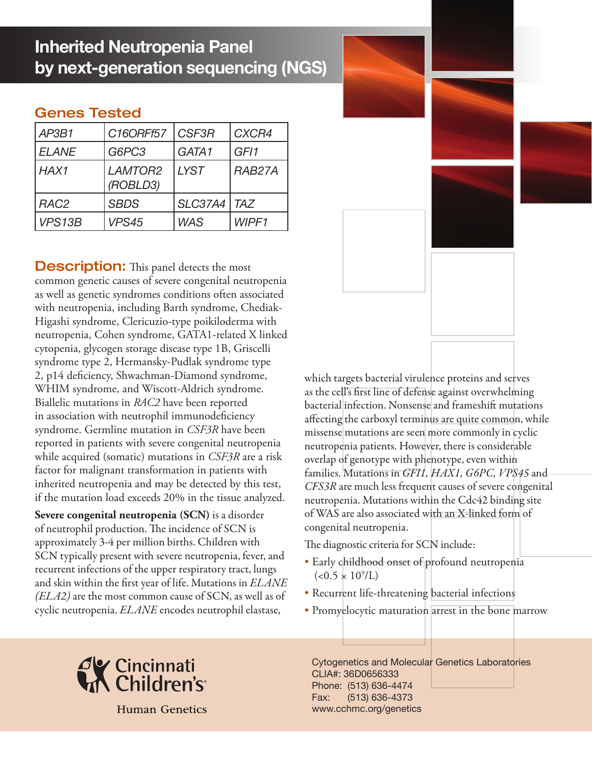# Inherited Neutropenia Panel by next-generation sequencing (NGS)

## Genes Tested

| | | | |
|---|---|---|---|
| *AP3B1* | *C16ORFf57* | *CSF3R* | *CXCR4* |
| *ELANE* | *G6PC3* | *GATA1* | *GFI1* |
| *HAX1* | *LAMTOR2 (ROBLD3)* | *LYST* | *RAB27A* |
| *RAC2* | *SBDS* | *SLC37A4* | *TAZ* |
| *VPS13B* | *VPS45* | *WAS* | *WIPF1* |

**Description:** This panel detects the most common genetic causes of severe congenital neutropenia as well as genetic syndromes conditions often associated with neutropenia, including Barth syndrome, Chediak-Higashi syndrome, Clericuzio-type poikiloderma with neutropenia, Cohen syndrome, GATA1-related X linked cytopenia, glycogen storage disease type 1B, Griscelli syndrome type 2, Hermansky-Pudlak syndrome type 2, p14 deficiency, Shwachman-Diamond syndrome, WHIM syndrome, and Wiscott-Aldrich syndrome. Biallelic mutations in *RAC2* have been reported in association with neutrophil immunodeficiency syndrome. Germline mutation in *CSF3R* have been reported in patients with severe congenital neutropenia while acquired (somatic) mutations in *CSF3R* are a risk factor for malignant transformation in patients with inherited neutropenia and may be detected by this test, if the mutation load exceeds 20% in the tissue analyzed.

**Severe congenital neutropenia (SCN)** is a disorder of neutrophil production. The incidence of SCN is approximately 3-4 per million births. Children with SCN typically present with severe neutropenia, fever, and recurrent infections of the upper respiratory tract, lungs and skin within the first year of life. Mutations in *ELANE (ELA2)* are the most common cause of SCN, as well as of cyclic neutropenia. *ELANE* encodes neutrophil elastase, which targets bacterial virulence proteins and serves as the cell's first line of defense against overwhelming bacterial infection. Nonsense and frameshift mutations affecting the carboxyl terminus are quite common, while missense mutations are seen more commonly in cyclic neutropenia patients. However, there is considerable overlap of genotype with phenotype, even within families. Mutations in *GFI1, HAX1, G6PC, VPS45* and *CFS3R* are much less frequent causes of severe congenital neutropenia. Mutations within the Cdc42 binding site of WAS are also associated with an X-linked form of congenital neutropenia.

The diagnostic criteria for SCN include:

- Early childhood onset of profound neutropenia ($<0.5 \times 10^9$/L)
- Recurrent life-threatening bacterial infections
- Promyelocytic maturation arrest in the bone marrow

Cincinnati Children's
Human Genetics

Cytogenetics and Molecular Genetics Laboratories
CLIA#: 36D0656333
Phone: (513) 636-4474
Fax: (513) 636-4373
www.cchmc.org/genetics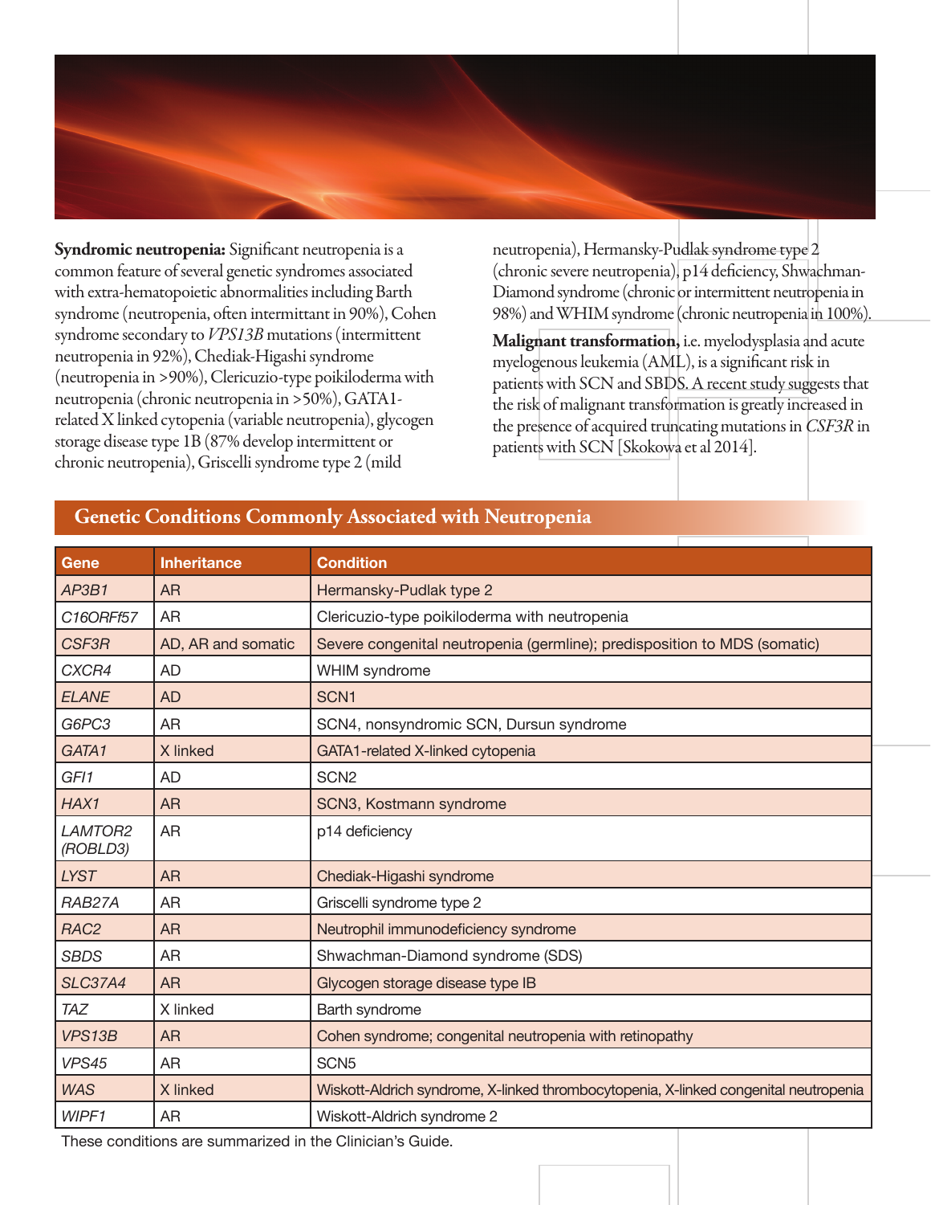**Syndromic neutropenia:** Significant neutropenia is a common feature of several genetic syndromes associated with extra-hematopoietic abnormalities including Barth syndrome (neutropenia, often intermittant in 90%), Cohen syndrome secondary to *VPS13B* mutations (intermittent neutropenia in 92%), Chediak-Higashi syndrome (neutropenia in >90%), Clericuzio-type poikiloderma with neutropenia (chronic neutropenia in >50%), GATA1-related X linked cytopenia (variable neutropenia), glycogen storage disease type 1B (87% develop intermittent or chronic neutropenia), Griscelli syndrome type 2 (mild neutropenia), Hermansky-Pudlak syndrome type 2 (chronic severe neutropenia), p14 deficiency, Shwachman-Diamond syndrome (chronic or intermittent neutropenia in 98%) and WHIM syndrome (chronic neutropenia in 100%).

**Malignant transformation,** i.e. myelodysplasia and acute myelogenous leukemia (AML), is a significant risk in patients with SCN and SBDS. A recent study suggests that the risk of malignant transformation is greatly increased in the presence of acquired truncating mutations in *CSF3R* in patients with SCN [Skokowa et al 2014].

## Genetic Conditions Commonly Associated with Neutropenia

| Gene | Inheritance | Condition |
|---|---|---|
| *AP3B1* | AR | Hermansky-Pudlak type 2 |
| *C16ORFf57* | AR | Clericuzio-type poikiloderma with neutropenia |
| *CSF3R* | AD, AR and somatic | Severe congenital neutropenia (germline); predisposition to MDS (somatic) |
| *CXCR4* | AD | WHIM syndrome |
| *ELANE* | AD | SCN1 |
| *G6PC3* | AR | SCN4, nonsyndromic SCN, Dursun syndrome |
| *GATA1* | X linked | GATA1-related X-linked cytopenia |
| *GFI1* | AD | SCN2 |
| *HAX1* | AR | SCN3, Kostmann syndrome |
| *LAMTOR2 (ROBLD3)* | AR | p14 deficiency |
| *LYST* | AR | Chediak-Higashi syndrome |
| *RAB27A* | AR | Griscelli syndrome type 2 |
| *RAC2* | AR | Neutrophil immunodeficiency syndrome |
| *SBDS* | AR | Shwachman-Diamond syndrome (SDS) |
| *SLC37A4* | AR | Glycogen storage disease type IB |
| *TAZ* | X linked | Barth syndrome |
| *VPS13B* | AR | Cohen syndrome; congenital neutropenia with retinopathy |
| *VPS45* | AR | SCN5 |
| *WAS* | X linked | Wiskott-Aldrich syndrome, X-linked thrombocytopenia, X-linked congenital neutropenia |
| *WIPF1* | AR | Wiskott-Aldrich syndrome 2 |

These conditions are summarized in the Clinician's Guide.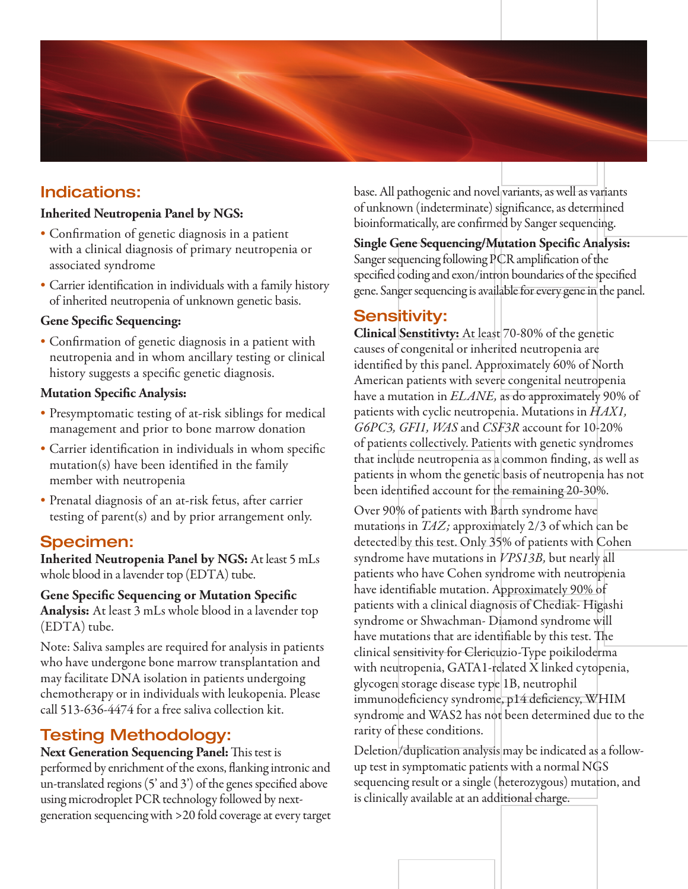## Indications:

**Inherited Neutropenia Panel by NGS:**

- Confirmation of genetic diagnosis in a patient with a clinical diagnosis of primary neutropenia or associated syndrome
- Carrier identification in individuals with a family history of inherited neutropenia of unknown genetic basis.

**Gene Specific Sequencing:**

- Confirmation of genetic diagnosis in a patient with neutropenia and in whom ancillary testing or clinical history suggests a specific genetic diagnosis.

**Mutation Specific Analysis:**

- Presymptomatic testing of at-risk siblings for medical management and prior to bone marrow donation
- Carrier identification in individuals in whom specific mutation(s) have been identified in the family member with neutropenia
- Prenatal diagnosis of an at-risk fetus, after carrier testing of parent(s) and by prior arrangement only.

## Specimen:

**Inherited Neutropenia Panel by NGS:** At least 5 mLs whole blood in a lavender top (EDTA) tube.

**Gene Specific Sequencing or Mutation Specific Analysis:** At least 3 mLs whole blood in a lavender top (EDTA) tube.

Note: Saliva samples are required for analysis in patients who have undergone bone marrow transplantation and may facilitate DNA isolation in patients undergoing chemotherapy or in individuals with leukopenia. Please call 513-636-4474 for a free saliva collection kit.

## Testing Methodology:

**Next Generation Sequencing Panel:** This test is performed by enrichment of the exons, flanking intronic and un-translated regions (5' and 3') of the genes specified above using microdroplet PCR technology followed by next-generation sequencing with >20 fold coverage at every target base. All pathogenic and novel variants, as well as variants of unknown (indeterminate) significance, as determined bioinformatically, are confirmed by Sanger sequencing.

**Single Gene Sequencing/Mutation Specific Analysis:** Sanger sequencing following PCR amplification of the specified coding and exon/intron boundaries of the specified gene. Sanger sequencing is available for every gene in the panel.

## Sensitivity:

**Clinical Senstitivty:** At least 70-80% of the genetic causes of congenital or inherited neutropenia are identified by this panel. Approximately 60% of North American patients with severe congenital neutropenia have a mutation in *ELANE,* as do approximately 90% of patients with cyclic neutropenia. Mutations in *HAX1, G6PC3, GFI1, WAS* and *CSF3R* account for 10-20% of patients collectively. Patients with genetic syndromes that include neutropenia as a common finding, as well as patients in whom the genetic basis of neutropenia has not been identified account for the remaining 20-30%.

Over 90% of patients with Barth syndrome have mutations in *TAZ;* approximately 2/3 of which can be detected by this test. Only 35% of patients with Cohen syndrome have mutations in *VPS13B,* but nearly all patients who have Cohen syndrome with neutropenia have identifiable mutation. Approximately 90% of patients with a clinical diagnosis of Chediak- Higashi syndrome or Shwachman- Diamond syndrome will have mutations that are identifiable by this test. The clinical sensitivity for Clericuzio-Type poikiloderma with neutropenia, GATA1-related X linked cytopenia, glycogen storage disease type 1B, neutrophil immunodeficiency syndrome, p14 deficiency, WHIM syndrome and WAS2 has not been determined due to the rarity of these conditions.

Deletion/duplication analysis may be indicated as a follow-up test in symptomatic patients with a normal NGS sequencing result or a single (heterozygous) mutation, and is clinically available at an additional charge.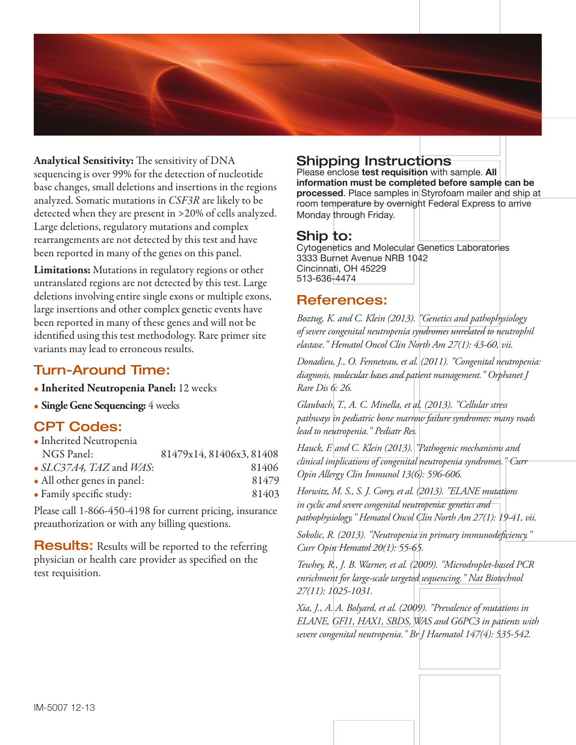**Analytical Sensitivity:** The sensitivity of DNA sequencing is over 99% for the detection of nucleotide base changes, small deletions and insertions in the regions analyzed. Somatic mutations in *CSF3R* are likely to be detected when they are present in >20% of cells analyzed. Large deletions, regulatory mutations and complex rearrangements are not detected by this test and have been reported in many of the genes on this panel.

**Limitations:** Mutations in regulatory regions or other untranslated regions are not detected by this test. Large deletions involving entire single exons or multiple exons, large insertions and other complex genetic events have been reported in many of these genes and will not be identified using this test methodology. Rare primer site variants may lead to erroneous results.

## Turn-Around Time:

- **Inherited Neutropenia Panel:** 12 weeks
- **Single Gene Sequencing:** 4 weeks

## CPT Codes:

| | |
|---|---|
| • Inherited Neutropenia NGS Panel: | 81479x14, 81406x3, 81408 |
| • *SLC37A4, TAZ* and *WAS*: | 81406 |
| • All other genes in panel: | 81479 |
| • Family specific study: | 81403 |

Please call 1-866-450-4198 for current pricing, insurance preauthorization or with any billing questions.

**Results:** Results will be reported to the referring physician or health care provider as specified on the test requisition.

## Shipping Instructions

Please enclose **test requisition** with sample. **All information must be completed before sample can be processed**. Place samples in Styrofoam mailer and ship at room temperature by overnight Federal Express to arrive Monday through Friday.

## Ship to:

Cytogenetics and Molecular Genetics Laboratories
3333 Burnet Avenue NRB 1042
Cincinnati, OH 45229
513-636-4474

## References:

*Boztug, K. and C. Klein (2013). "Genetics and pathophysiology of severe congenital neutropenia syndromes unrelated to neutrophil elastase." Hematol Oncol Clin North Am 27(1): 43-60, vii.*

*Donadieu, J., O. Fenneteau, et al. (2011). "Congenital neutropenia: diagnosis, molecular bases and patient management." Orphanet J Rare Dis 6: 26.*

*Glaubach, T., A. C. Minella, et al. (2013). "Cellular stress pathways in pediatric bone marrow failure syndromes: many roads lead to neutropenia." Pediatr Res.*

*Hauck, F. and C. Klein (2013). "Pathogenic mechanisms and clinical implications of congenital neutropenia syndromes." Curr Opin Allergy Clin Immunol 13(6): 596-606.*

*Horwitz, M. S., S. J. Corey, et al. (2013). "ELANE mutations in cyclic and severe congenital neutropenia: genetics and pathophysiology." Hematol Oncol Clin North Am 27(1): 19-41, vii.*

*Sokolic, R. (2013). "Neutropenia in primary immunodeficiency." Curr Opin Hematol 20(1): 55-65.*

*Tewhey, R., J. B. Warner, et al. (2009). "Microdroplet-based PCR enrichment for large-scale targeted sequencing." Nat Biotechnol 27(11): 1025-1031.*

*Xia, J., A. A. Bolyard, et al. (2009). "Prevalence of mutations in ELANE, GFI1, HAX1, SBDS, WAS and G6PC3 in patients with severe congenital neutropenia." Br J Haematol 147(4): 535-542.*

IM-5007 12-13